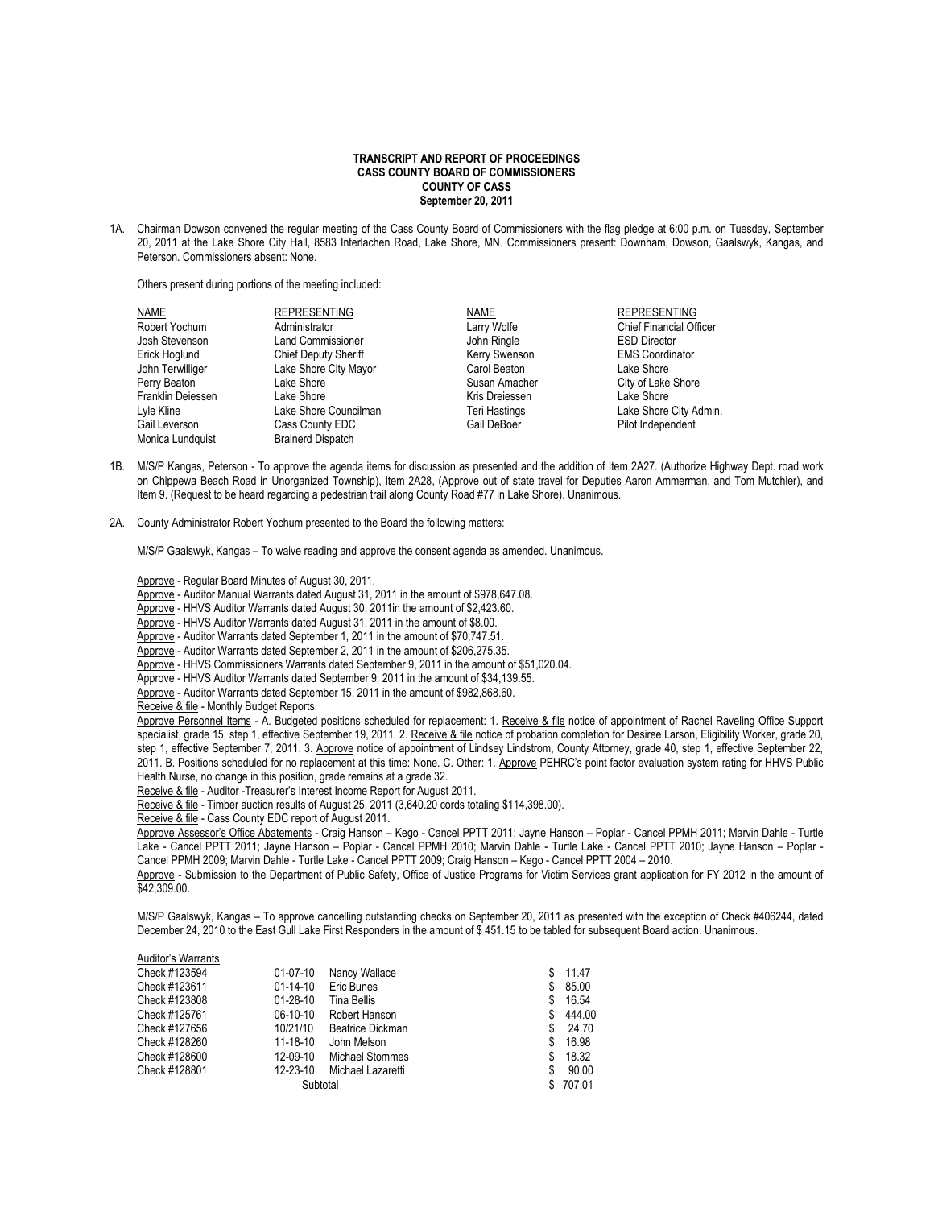**TRANSCRIPT AND REPORT OF PROCEEDINGS**
**CASS COUNTY BOARD OF COMMISSIONERS**
**COUNTY OF CASS**
**September 20, 2011**

1A. Chairman Dowson convened the regular meeting of the Cass County Board of Commissioners with the flag pledge at 6:00 p.m. on Tuesday, September 20, 2011 at the Lake Shore City Hall, 8583 Interlachen Road, Lake Shore, MN. Commissioners present: Downham, Dowson, Gaalswyk, Kangas, and Peterson. Commissioners absent: None.

Others present during portions of the meeting included:

| NAME | REPRESENTING | NAME | REPRESENTING |
|---|---|---|---|
| Robert Yochum | Administrator | Larry Wolfe | Chief Financial Officer |
| Josh Stevenson | Land Commissioner | John Ringle | ESD Director |
| Erick Hoglund | Chief Deputy Sheriff | Kerry Swenson | EMS Coordinator |
| John Terwilliger | Lake Shore City Mayor | Carol Beaton | Lake Shore |
| Perry Beaton | Lake Shore | Susan Amacher | City of Lake Shore |
| Franklin Deiessen | Lake Shore | Kris Dreiessen | Lake Shore |
| Lyle Kline | Lake Shore Councilman | Teri Hastings | Lake Shore City Admin. |
| Gail Leverson | Cass County EDC | Gail DeBoer | Pilot Independent |
| Monica Lundquist | Brainerd Dispatch | | |

1B. M/S/P Kangas, Peterson - To approve the agenda items for discussion as presented and the addition of Item 2A27. (Authorize Highway Dept. road work on Chippewa Beach Road in Unorganized Township), Item 2A28, (Approve out of state travel for Deputies Aaron Ammerman, and Tom Mutchler), and Item 9. (Request to be heard regarding a pedestrian trail along County Road #77 in Lake Shore). Unanimous.

2A. County Administrator Robert Yochum presented to the Board the following matters:

M/S/P Gaalswyk, Kangas – To waive reading and approve the consent agenda as amended. Unanimous.

Approve - Regular Board Minutes of August 30, 2011.
Approve - Auditor Manual Warrants dated August 31, 2011 in the amount of $978,647.08.
Approve - HHVS Auditor Warrants dated August 30, 2011in the amount of $2,423.60.
Approve - HHVS Auditor Warrants dated August 31, 2011 in the amount of $8.00.
Approve - Auditor Warrants dated September 1, 2011 in the amount of $70,747.51.
Approve - Auditor Warrants dated September 2, 2011 in the amount of $206,275.35.
Approve - HHVS Commissioners Warrants dated September 9, 2011 in the amount of $51,020.04.
Approve - HHVS Auditor Warrants dated September 9, 2011 in the amount of $34,139.55.
Approve - Auditor Warrants dated September 15, 2011 in the amount of $982,868.60.
Receive & file - Monthly Budget Reports.
Approve Personnel Items - A. Budgeted positions scheduled for replacement: 1. Receive & file notice of appointment of Rachel Raveling Office Support specialist, grade 15, step 1, effective September 19, 2011. 2. Receive & file notice of probation completion for Desiree Larson, Eligibility Worker, grade 20, step 1, effective September 7, 2011. 3. Approve notice of appointment of Lindsey Lindstrom, County Attorney, grade 40, step 1, effective September 22, 2011. B. Positions scheduled for no replacement at this time: None. C. Other: 1. Approve PEHRC's point factor evaluation system rating for HHVS Public Health Nurse, no change in this position, grade remains at a grade 32.
Receive & file - Auditor -Treasurer's Interest Income Report for August 2011.
Receive & file - Timber auction results of August 25, 2011 (3,640.20 cords totaling $114,398.00).
Receive & file - Cass County EDC report of August 2011.
Approve Assessor's Office Abatements - Craig Hanson – Kego - Cancel PPTT 2011; Jayne Hanson – Poplar - Cancel PPMH 2011; Marvin Dahle - Turtle Lake - Cancel PPTT 2011; Jayne Hanson – Poplar - Cancel PPMH 2010; Marvin Dahle - Turtle Lake - Cancel PPTT 2010; Jayne Hanson – Poplar - Cancel PPMH 2009; Marvin Dahle - Turtle Lake - Cancel PPTT 2009; Craig Hanson – Kego - Cancel PPTT 2004 – 2010.
Approve - Submission to the Department of Public Safety, Office of Justice Programs for Victim Services grant application for FY 2012 in the amount of $42,309.00.

M/S/P Gaalswyk, Kangas – To approve cancelling outstanding checks on September 20, 2011 as presented with the exception of Check #406244, dated December 24, 2010 to the East Gull Lake First Responders in the amount of $ 451.15 to be tabled for subsequent Board action. Unanimous.

| Auditor's Warrants | | | |
|---|---|---|---|
| Check #123594 | 01-07-10 | Nancy Wallace | $ 11.47 |
| Check #123611 | 01-14-10 | Eric Bunes | $ 85.00 |
| Check #123808 | 01-28-10 | Tina Bellis | $ 16.54 |
| Check #125761 | 06-10-10 | Robert Hanson | $ 444.00 |
| Check #127656 | 10/21/10 | Beatrice Dickman | $ 24.70 |
| Check #128260 | 11-18-10 | John Melson | $ 16.98 |
| Check #128600 | 12-09-10 | Michael Stommes | $ 18.32 |
| Check #128801 | 12-23-10 | Michael Lazaretti | $ 90.00 |
| | Subtotal | | $ 707.01 |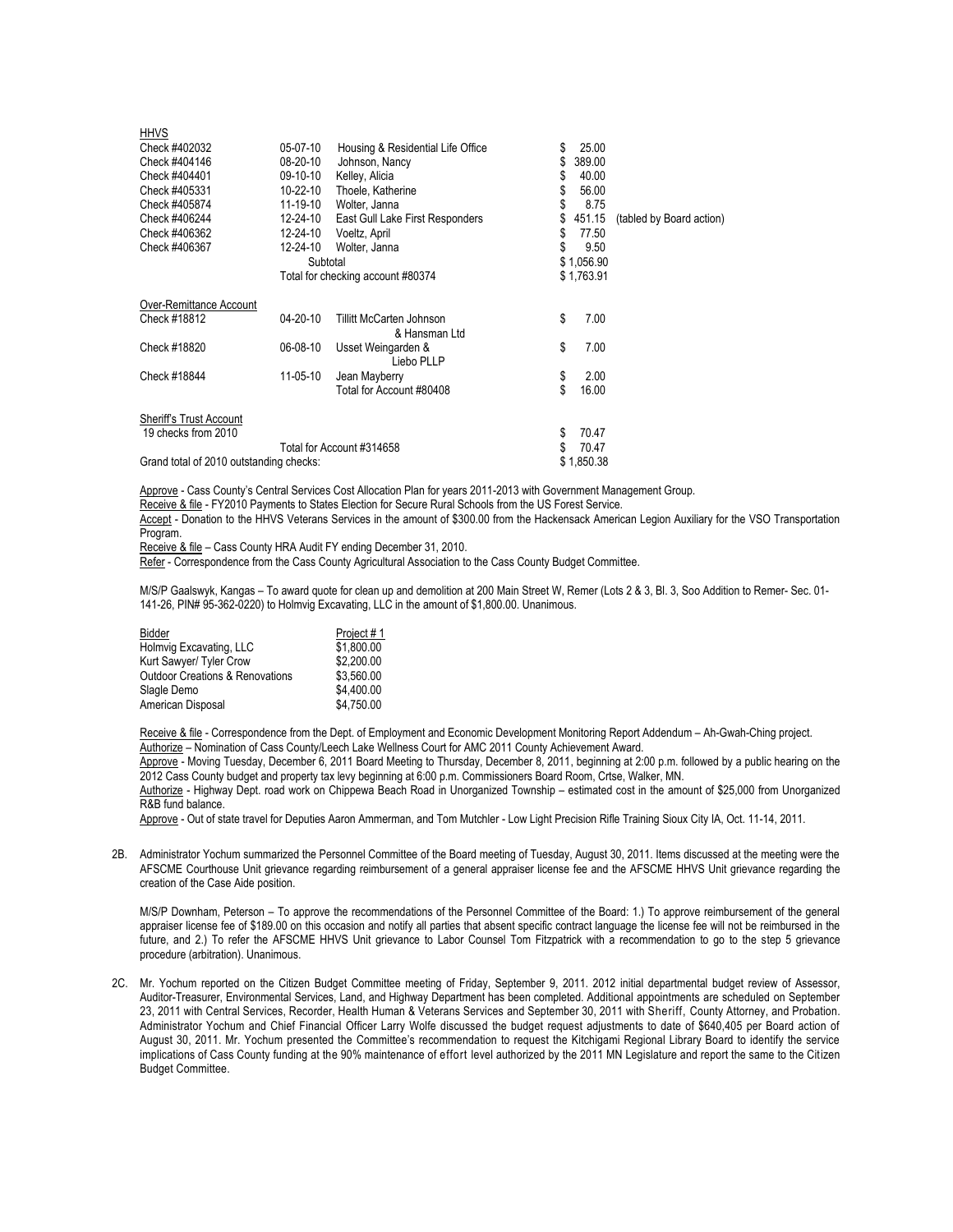| HHVS | | | | |
|---|---|---|---|---|
| Check #402032 | 05-07-10 | Housing & Residential Life Office | $ 25.00 | |
| Check #404146 | 08-20-10 | Johnson, Nancy | $ 389.00 | |
| Check #404401 | 09-10-10 | Kelley, Alicia | $ 40.00 | |
| Check #405331 | 10-22-10 | Thoele, Katherine | $ 56.00 | |
| Check #405874 | 11-19-10 | Wolter, Janna | $ 8.75 | |
| Check #406244 | 12-24-10 | East Gull Lake First Responders | $ 451.15 | (tabled by Board action) |
| Check #406362 | 12-24-10 | Voeltz, April | $ 77.50 | |
| Check #406367 | 12-24-10 | Wolter, Janna | $ 9.50 | |
| | Subtotal | | $ 1,056.90 | |
| | Total for checking account #80374 | | $ 1,763.91 | |
| Over-Remittance Account | | | | |
| Check #18812 | 04-20-10 | Tillitt McCarten Johnson & Hansman Ltd | $ 7.00 | |
| Check #18820 | 06-08-10 | Usset Weingarden & Liebo PLLP | $ 7.00 | |
| Check #18844 | 11-05-10 | Jean Mayberry | $ 2.00 | |
| | | Total for Account #80408 | $ 16.00 | |
| Sheriff's Trust Account | | | | |
| 19 checks from 2010 | | | $ 70.47 | |
| | Total for Account #314658 | | $ 70.47 | |
| Grand total of 2010 outstanding checks: | | | $ 1,850.38 | |

Approve - Cass County's Central Services Cost Allocation Plan for years 2011-2013 with Government Management Group.
Receive & file - FY2010 Payments to States Election for Secure Rural Schools from the US Forest Service.
Accept - Donation to the HHVS Veterans Services in the amount of $300.00 from the Hackensack American Legion Auxiliary for the VSO Transportation Program.
Receive & file – Cass County HRA Audit FY ending December 31, 2010.
Refer - Correspondence from the Cass County Agricultural Association to the Cass County Budget Committee.

M/S/P Gaalswyk, Kangas – To award quote for clean up and demolition at 200 Main Street W, Remer (Lots 2 & 3, Bl. 3, Soo Addition to Remer- Sec. 01-141-26, PIN# 95-362-0220) to Holmvig Excavating, LLC in the amount of $1,800.00. Unanimous.

| Bidder | Project # 1 |
|---|---|
| Holmvig Excavating, LLC | $1,800.00 |
| Kurt Sawyer/ Tyler Crow | $2,200.00 |
| Outdoor Creations & Renovations | $3,560.00 |
| Slagle Demo | $4,400.00 |
| American Disposal | $4,750.00 |

Receive & file - Correspondence from the Dept. of Employment and Economic Development Monitoring Report Addendum – Ah-Gwah-Ching project.
Authorize – Nomination of Cass County/Leech Lake Wellness Court for AMC 2011 County Achievement Award.
Approve - Moving Tuesday, December 6, 2011 Board Meeting to Thursday, December 8, 2011, beginning at 2:00 p.m. followed by a public hearing on the 2012 Cass County budget and property tax levy beginning at 6:00 p.m. Commissioners Board Room, Crtse, Walker, MN.
Authorize - Highway Dept. road work on Chippewa Beach Road in Unorganized Township – estimated cost in the amount of $25,000 from Unorganized R&B fund balance.
Approve - Out of state travel for Deputies Aaron Ammerman, and Tom Mutchler - Low Light Precision Rifle Training Sioux City IA, Oct. 11-14, 2011.

2B. Administrator Yochum summarized the Personnel Committee of the Board meeting of Tuesday, August 30, 2011. Items discussed at the meeting were the AFSCME Courthouse Unit grievance regarding reimbursement of a general appraiser license fee and the AFSCME HHVS Unit grievance regarding the creation of the Case Aide position.

M/S/P Downham, Peterson – To approve the recommendations of the Personnel Committee of the Board: 1.) To approve reimbursement of the general appraiser license fee of $189.00 on this occasion and notify all parties that absent specific contract language the license fee will not be reimbursed in the future, and 2.) To refer the AFSCME HHVS Unit grievance to Labor Counsel Tom Fitzpatrick with a recommendation to go to the step 5 grievance procedure (arbitration). Unanimous.

2C. Mr. Yochum reported on the Citizen Budget Committee meeting of Friday, September 9, 2011. 2012 initial departmental budget review of Assessor, Auditor-Treasurer, Environmental Services, Land, and Highway Department has been completed. Additional appointments are scheduled on September 23, 2011 with Central Services, Recorder, Health Human & Veterans Services and September 30, 2011 with Sheriff, County Attorney, and Probation. Administrator Yochum and Chief Financial Officer Larry Wolfe discussed the budget request adjustments to date of $640,405 per Board action of August 30, 2011. Mr. Yochum presented the Committee's recommendation to request the Kitchigami Regional Library Board to identify the service implications of Cass County funding at the 90% maintenance of effort level authorized by the 2011 MN Legislature and report the same to the Citizen Budget Committee.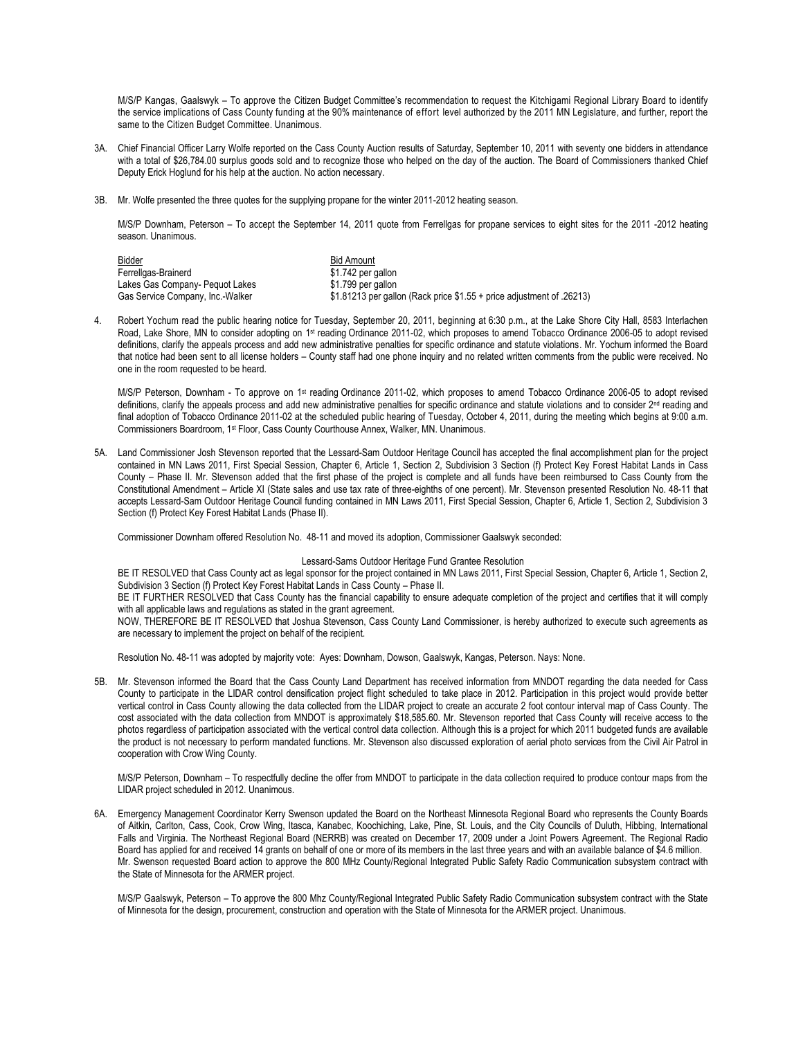M/S/P Kangas, Gaalswyk – To approve the Citizen Budget Committee's recommendation to request the Kitchigami Regional Library Board to identify the service implications of Cass County funding at the 90% maintenance of effort level authorized by the 2011 MN Legislature, and further, report the same to the Citizen Budget Committee. Unanimous.

3A. Chief Financial Officer Larry Wolfe reported on the Cass County Auction results of Saturday, September 10, 2011 with seventy one bidders in attendance with a total of $26,784.00 surplus goods sold and to recognize those who helped on the day of the auction. The Board of Commissioners thanked Chief Deputy Erick Hoglund for his help at the auction. No action necessary.

3B. Mr. Wolfe presented the three quotes for the supplying propane for the winter 2011-2012 heating season.

M/S/P Downham, Peterson – To accept the September 14, 2011 quote from Ferrellgas for propane services to eight sites for the 2011 -2012 heating season. Unanimous.

| Bidder | Bid Amount |
|---|---|
| Ferrellgas-Brainerd | $1.742 per gallon |
| Lakes Gas Company- Pequot Lakes | $1.799 per gallon |
| Gas Service Company, Inc.-Walker | $1.81213 per gallon (Rack price $1.55 + price adjustment of .26213) |

4. Robert Yochum read the public hearing notice for Tuesday, September 20, 2011, beginning at 6:30 p.m., at the Lake Shore City Hall, 8583 Interlachen Road, Lake Shore, MN to consider adopting on 1st reading Ordinance 2011-02, which proposes to amend Tobacco Ordinance 2006-05 to adopt revised definitions, clarify the appeals process and add new administrative penalties for specific ordinance and statute violations. Mr. Yochum informed the Board that notice had been sent to all license holders – County staff had one phone inquiry and no related written comments from the public were received. No one in the room requested to be heard.

M/S/P Peterson, Downham - To approve on 1st reading Ordinance 2011-02, which proposes to amend Tobacco Ordinance 2006-05 to adopt revised definitions, clarify the appeals process and add new administrative penalties for specific ordinance and statute violations and to consider 2nd reading and final adoption of Tobacco Ordinance 2011-02 at the scheduled public hearing of Tuesday, October 4, 2011, during the meeting which begins at 9:00 a.m. Commissioners Boardroom, 1st Floor, Cass County Courthouse Annex, Walker, MN. Unanimous.

5A. Land Commissioner Josh Stevenson reported that the Lessard-Sam Outdoor Heritage Council has accepted the final accomplishment plan for the project contained in MN Laws 2011, First Special Session, Chapter 6, Article 1, Section 2, Subdivision 3 Section (f) Protect Key Forest Habitat Lands in Cass County – Phase II. Mr. Stevenson added that the first phase of the project is complete and all funds have been reimbursed to Cass County from the Constitutional Amendment – Article XI (State sales and use tax rate of three-eighths of one percent). Mr. Stevenson presented Resolution No. 48-11 that accepts Lessard-Sam Outdoor Heritage Council funding contained in MN Laws 2011, First Special Session, Chapter 6, Article 1, Section 2, Subdivision 3 Section (f) Protect Key Forest Habitat Lands (Phase II).

Commissioner Downham offered Resolution No. 48-11 and moved its adoption, Commissioner Gaalswyk seconded:

Lessard-Sams Outdoor Heritage Fund Grantee Resolution

BE IT RESOLVED that Cass County act as legal sponsor for the project contained in MN Laws 2011, First Special Session, Chapter 6, Article 1, Section 2, Subdivision 3 Section (f) Protect Key Forest Habitat Lands in Cass County – Phase II.

BE IT FURTHER RESOLVED that Cass County has the financial capability to ensure adequate completion of the project and certifies that it will comply with all applicable laws and regulations as stated in the grant agreement.

NOW, THEREFORE BE IT RESOLVED that Joshua Stevenson, Cass County Land Commissioner, is hereby authorized to execute such agreements as are necessary to implement the project on behalf of the recipient.

Resolution No. 48-11 was adopted by majority vote: Ayes: Downham, Dowson, Gaalswyk, Kangas, Peterson. Nays: None.

5B. Mr. Stevenson informed the Board that the Cass County Land Department has received information from MNDOT regarding the data needed for Cass County to participate in the LIDAR control densification project flight scheduled to take place in 2012. Participation in this project would provide better vertical control in Cass County allowing the data collected from the LIDAR project to create an accurate 2 foot contour interval map of Cass County. The cost associated with the data collection from MNDOT is approximately $18,585.60. Mr. Stevenson reported that Cass County will receive access to the photos regardless of participation associated with the vertical control data collection. Although this is a project for which 2011 budgeted funds are available the product is not necessary to perform mandated functions. Mr. Stevenson also discussed exploration of aerial photo services from the Civil Air Patrol in cooperation with Crow Wing County.

M/S/P Peterson, Downham – To respectfully decline the offer from MNDOT to participate in the data collection required to produce contour maps from the LIDAR project scheduled in 2012. Unanimous.

6A. Emergency Management Coordinator Kerry Swenson updated the Board on the Northeast Minnesota Regional Board who represents the County Boards of Aitkin, Carlton, Cass, Cook, Crow Wing, Itasca, Kanabec, Koochiching, Lake, Pine, St. Louis, and the City Councils of Duluth, Hibbing, International Falls and Virginia. The Northeast Regional Board (NERRB) was created on December 17, 2009 under a Joint Powers Agreement. The Regional Radio Board has applied for and received 14 grants on behalf of one or more of its members in the last three years and with an available balance of $4.6 million. Mr. Swenson requested Board action to approve the 800 MHz County/Regional Integrated Public Safety Radio Communication subsystem contract with the State of Minnesota for the ARMER project.

M/S/P Gaalswyk, Peterson – To approve the 800 Mhz County/Regional Integrated Public Safety Radio Communication subsystem contract with the State of Minnesota for the design, procurement, construction and operation with the State of Minnesota for the ARMER project. Unanimous.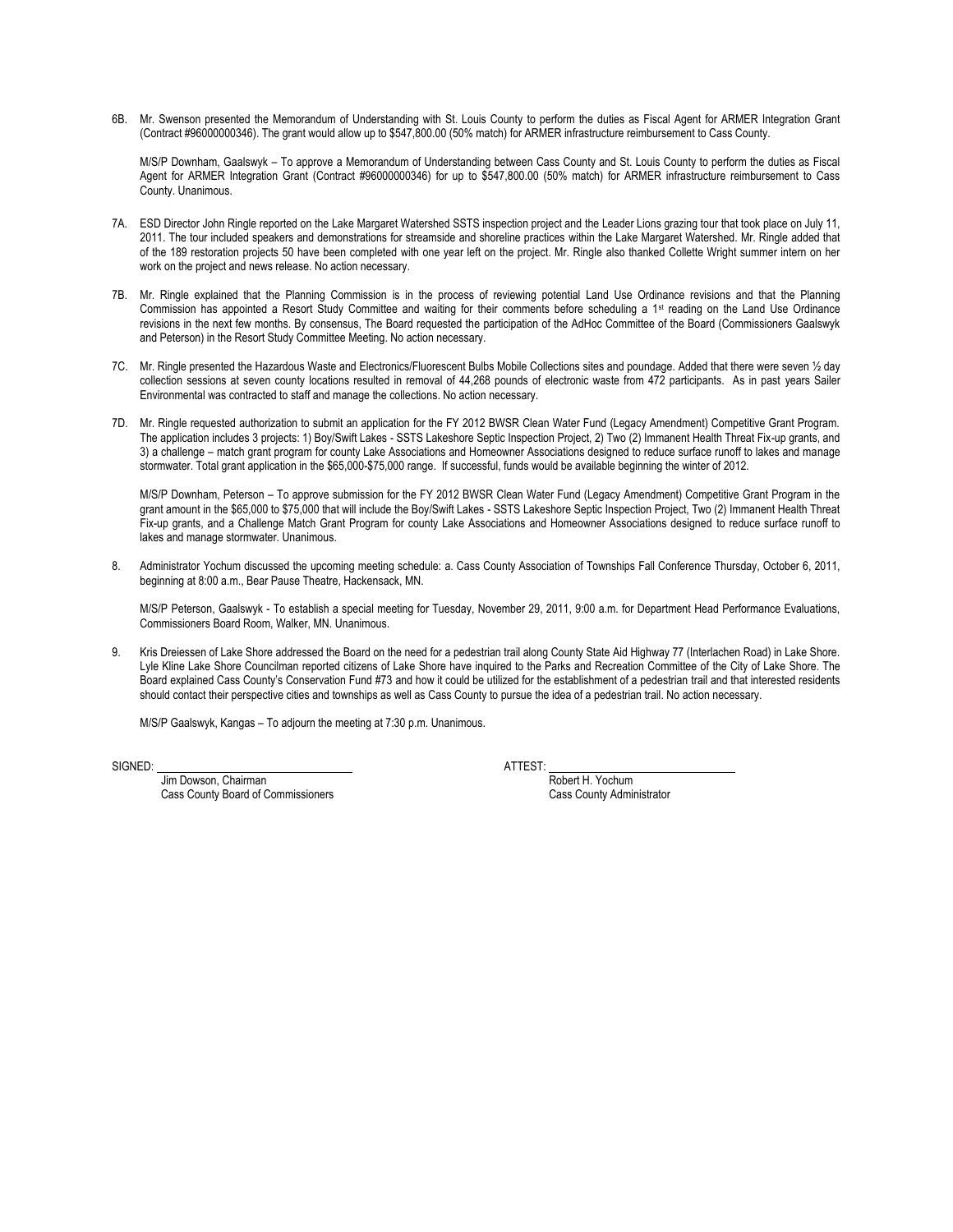6B. Mr. Swenson presented the Memorandum of Understanding with St. Louis County to perform the duties as Fiscal Agent for ARMER Integration Grant (Contract #96000000346). The grant would allow up to $547,800.00 (50% match) for ARMER infrastructure reimbursement to Cass County.

M/S/P Downham, Gaalswyk – To approve a Memorandum of Understanding between Cass County and St. Louis County to perform the duties as Fiscal Agent for ARMER Integration Grant (Contract #96000000346) for up to $547,800.00 (50% match) for ARMER infrastructure reimbursement to Cass County. Unanimous.

7A. ESD Director John Ringle reported on the Lake Margaret Watershed SSTS inspection project and the Leader Lions grazing tour that took place on July 11, 2011. The tour included speakers and demonstrations for streamside and shoreline practices within the Lake Margaret Watershed. Mr. Ringle added that of the 189 restoration projects 50 have been completed with one year left on the project. Mr. Ringle also thanked Collette Wright summer intern on her work on the project and news release. No action necessary.

7B. Mr. Ringle explained that the Planning Commission is in the process of reviewing potential Land Use Ordinance revisions and that the Planning Commission has appointed a Resort Study Committee and waiting for their comments before scheduling a 1st reading on the Land Use Ordinance revisions in the next few months. By consensus, The Board requested the participation of the AdHoc Committee of the Board (Commissioners Gaalswyk and Peterson) in the Resort Study Committee Meeting. No action necessary.

7C. Mr. Ringle presented the Hazardous Waste and Electronics/Fluorescent Bulbs Mobile Collections sites and poundage. Added that there were seven ½ day collection sessions at seven county locations resulted in removal of 44,268 pounds of electronic waste from 472 participants. As in past years Sailer Environmental was contracted to staff and manage the collections. No action necessary.

7D. Mr. Ringle requested authorization to submit an application for the FY 2012 BWSR Clean Water Fund (Legacy Amendment) Competitive Grant Program. The application includes 3 projects: 1) Boy/Swift Lakes - SSTS Lakeshore Septic Inspection Project, 2) Two (2) Immanent Health Threat Fix-up grants, and 3) a challenge – match grant program for county Lake Associations and Homeowner Associations designed to reduce surface runoff to lakes and manage stormwater. Total grant application in the $65,000-$75,000 range. If successful, funds would be available beginning the winter of 2012.

M/S/P Downham, Peterson – To approve submission for the FY 2012 BWSR Clean Water Fund (Legacy Amendment) Competitive Grant Program in the grant amount in the $65,000 to $75,000 that will include the Boy/Swift Lakes - SSTS Lakeshore Septic Inspection Project, Two (2) Immanent Health Threat Fix-up grants, and a Challenge Match Grant Program for county Lake Associations and Homeowner Associations designed to reduce surface runoff to lakes and manage stormwater. Unanimous.

8. Administrator Yochum discussed the upcoming meeting schedule: a. Cass County Association of Townships Fall Conference Thursday, October 6, 2011, beginning at 8:00 a.m., Bear Pause Theatre, Hackensack, MN.

M/S/P Peterson, Gaalswyk - To establish a special meeting for Tuesday, November 29, 2011, 9:00 a.m. for Department Head Performance Evaluations, Commissioners Board Room, Walker, MN. Unanimous.

9. Kris Dreiessen of Lake Shore addressed the Board on the need for a pedestrian trail along County State Aid Highway 77 (Interlachen Road) in Lake Shore. Lyle Kline Lake Shore Councilman reported citizens of Lake Shore have inquired to the Parks and Recreation Committee of the City of Lake Shore. The Board explained Cass County's Conservation Fund #73 and how it could be utilized for the establishment of a pedestrian trail and that interested residents should contact their perspective cities and townships as well as Cass County to pursue the idea of a pedestrian trail. No action necessary.

M/S/P Gaalswyk, Kangas – To adjourn the meeting at 7:30 p.m. Unanimous.

SIGNED: ______________________________
Jim Dowson, Chairman
Cass County Board of Commissioners

ATTEST: ______________________________
Robert H. Yochum
Cass County Administrator